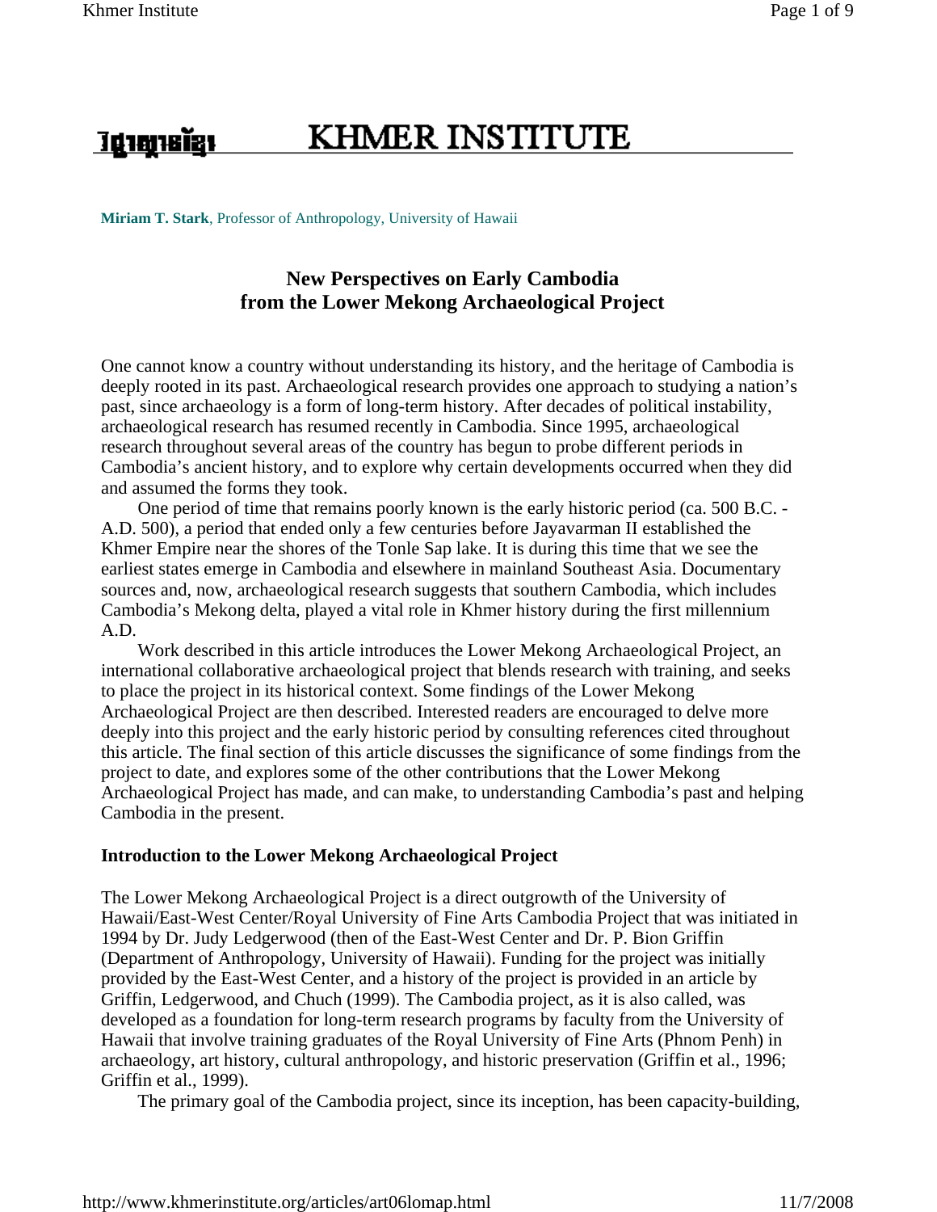# KHMER INSTITUTE

**Miriam T. Stark**, Professor of Anthropology, University of Hawaii

## New Perspectives on Early Cambodia from the Lower Mekong Archaeological Project

One cannot know a country without understanding its history, and the heritage of Cambodia is deeply rooted in its past. Archaeological research provides one approach to studying a nation's past, since archaeology is a form of long-term history. After decades of political instability, archaeological research has resumed recently in Cambodia. Since 1995, archaeological research throughout several areas of the country has begun to probe different periods in Cambodia's ancient history, and to explore why certain developments occurred when they did and assumed the forms they took.

One period of time that remains poorly known is the early historic period (ca. 500 B.C. - A.D. 500), a period that ended only a few centuries before Jayavarman II established the Khmer Empire near the shores of the Tonle Sap lake. It is during this time that we see the earliest states emerge in Cambodia and elsewhere in mainland Southeast Asia. Documentary sources and, now, archaeological research suggests that southern Cambodia, which includes Cambodia's Mekong delta, played a vital role in Khmer history during the first millennium A.D.

Work described in this article introduces the Lower Mekong Archaeological Project, an international collaborative archaeological project that blends research with training, and seeks to place the project in its historical context. Some findings of the Lower Mekong Archaeological Project are then described. Interested readers are encouraged to delve more deeply into this project and the early historic period by consulting references cited throughout this article. The final section of this article discusses the significance of some findings from the project to date, and explores some of the other contributions that the Lower Mekong Archaeological Project has made, and can make, to understanding Cambodia's past and helping Cambodia in the present.

### Introduction to the Lower Mekong Archaeological Project

The Lower Mekong Archaeological Project is a direct outgrowth of the University of Hawaii/East-West Center/Royal University of Fine Arts Cambodia Project that was initiated in 1994 by Dr. Judy Ledgerwood (then of the East-West Center and Dr. P. Bion Griffin (Department of Anthropology, University of Hawaii). Funding for the project was initially provided by the East-West Center, and a history of the project is provided in an article by Griffin, Ledgerwood, and Chuch (1999). The Cambodia project, as it is also called, was developed as a foundation for long-term research programs by faculty from the University of Hawaii that involve training graduates of the Royal University of Fine Arts (Phnom Penh) in archaeology, art history, cultural anthropology, and historic preservation (Griffin et al., 1996; Griffin et al., 1999).

The primary goal of the Cambodia project, since its inception, has been capacity-building,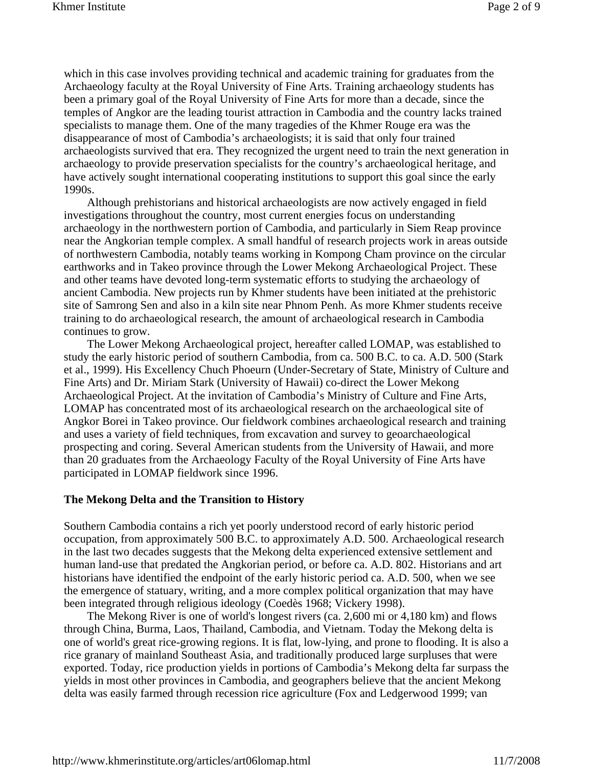which in this case involves providing technical and academic training for graduates from the Archaeology faculty at the Royal University of Fine Arts. Training archaeology students has been a primary goal of the Royal University of Fine Arts for more than a decade, since the temples of Angkor are the leading tourist attraction in Cambodia and the country lacks trained specialists to manage them. One of the many tragedies of the Khmer Rouge era was the disappearance of most of Cambodia's archaeologists; it is said that only four trained archaeologists survived that era. They recognized the urgent need to train the next generation in archaeology to provide preservation specialists for the country's archaeological heritage, and have actively sought international cooperating institutions to support this goal since the early 1990s.

Although prehistorians and historical archaeologists are now actively engaged in field investigations throughout the country, most current energies focus on understanding archaeology in the northwestern portion of Cambodia, and particularly in Siem Reap province near the Angkorian temple complex. A small handful of research projects work in areas outside of northwestern Cambodia, notably teams working in Kompong Cham province on the circular earthworks and in Takeo province through the Lower Mekong Archaeological Project. These and other teams have devoted long-term systematic efforts to studying the archaeology of ancient Cambodia. New projects run by Khmer students have been initiated at the prehistoric site of Samrong Sen and also in a kiln site near Phnom Penh. As more Khmer students receive training to do archaeological research, the amount of archaeological research in Cambodia continues to grow.

The Lower Mekong Archaeological project, hereafter called LOMAP, was established to study the early historic period of southern Cambodia, from ca. 500 B.C. to ca. A.D. 500 (Stark et al., 1999). His Excellency Chuch Phoeurn (Under-Secretary of State, Ministry of Culture and Fine Arts) and Dr. Miriam Stark (University of Hawaii) co-direct the Lower Mekong Archaeological Project. At the invitation of Cambodia's Ministry of Culture and Fine Arts, LOMAP has concentrated most of its archaeological research on the archaeological site of Angkor Borei in Takeo province. Our fieldwork combines archaeological research and training and uses a variety of field techniques, from excavation and survey to geoarchaeological prospecting and coring. Several American students from the University of Hawaii, and more than 20 graduates from the Archaeology Faculty of the Royal University of Fine Arts have participated in LOMAP fieldwork since 1996.

## The Mekong Delta and the Transition to History

Southern Cambodia contains a rich yet poorly understood record of early historic period occupation, from approximately 500 B.C. to approximately A.D. 500. Archaeological research in the last two decades suggests that the Mekong delta experienced extensive settlement and human land-use that predated the Angkorian period, or before ca. A.D. 802. Historians and art historians have identified the endpoint of the early historic period ca. A.D. 500, when we see the emergence of statuary, writing, and a more complex political organization that may have been integrated through religious ideology (Coedès 1968; Vickery 1998).

The Mekong River is one of world's longest rivers (ca. 2,600 mi or 4,180 km) and flows through China, Burma, Laos, Thailand, Cambodia, and Vietnam. Today the Mekong delta is one of world's great rice-growing regions. It is flat, low-lying, and prone to flooding. It is also a rice granary of mainland Southeast Asia, and traditionally produced large surpluses that were exported. Today, rice production yields in portions of Cambodia's Mekong delta far surpass the yields in most other provinces in Cambodia, and geographers believe that the ancient Mekong delta was easily farmed through recession rice agriculture (Fox and Ledgerwood 1999; van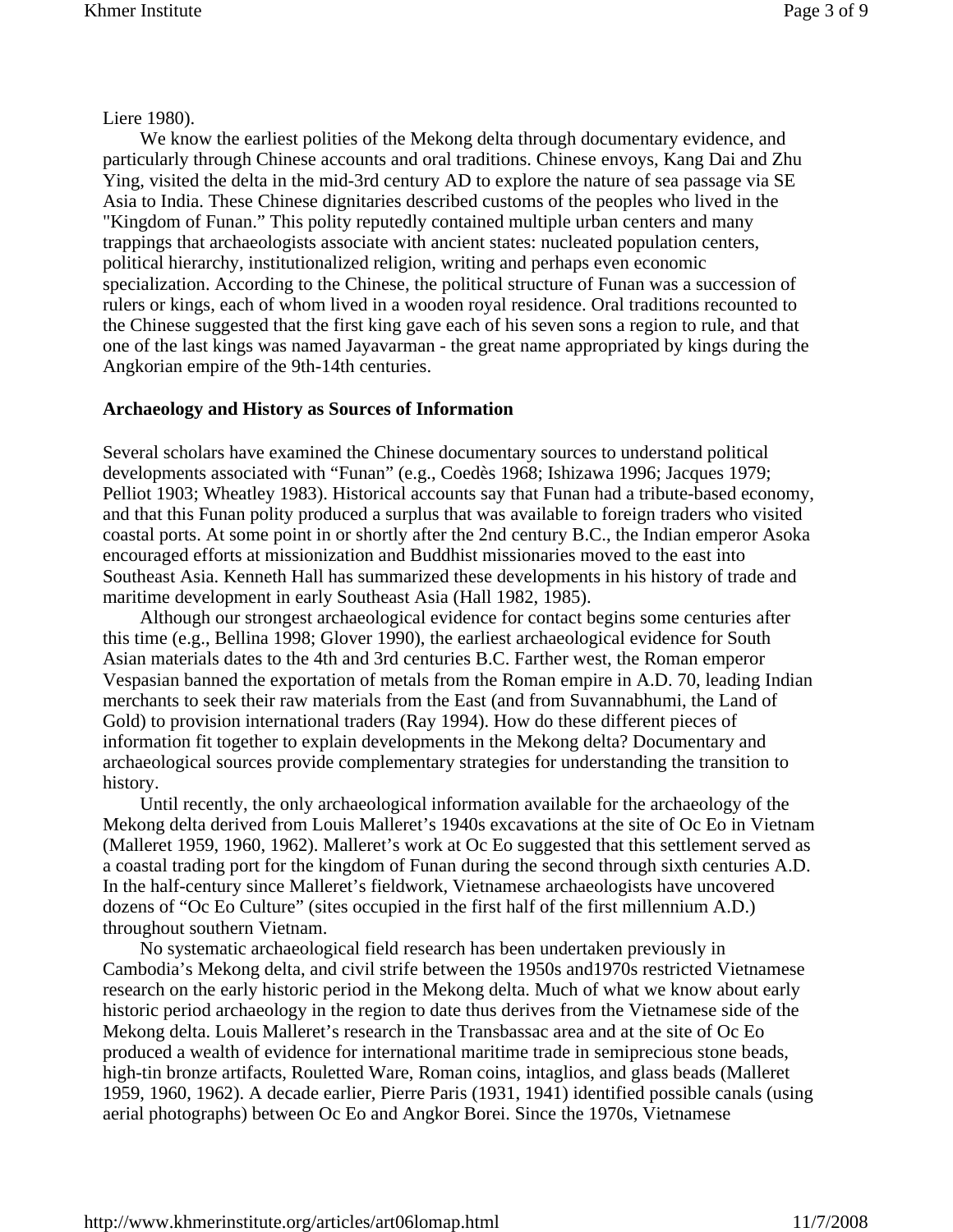Liere 1980).

We know the earliest polities of the Mekong delta through documentary evidence, and particularly through Chinese accounts and oral traditions. Chinese envoys, Kang Dai and Zhu Ying, visited the delta in the mid-3rd century AD to explore the nature of sea passage via SE Asia to India. These Chinese dignitaries described customs of the peoples who lived in the "Kingdom of Funan." This polity reputedly contained multiple urban centers and many trappings that archaeologists associate with ancient states: nucleated population centers, political hierarchy, institutionalized religion, writing and perhaps even economic specialization. According to the Chinese, the political structure of Funan was a succession of rulers or kings, each of whom lived in a wooden royal residence. Oral traditions recounted to the Chinese suggested that the first king gave each of his seven sons a region to rule, and that one of the last kings was named Jayavarman - the great name appropriated by kings during the Angkorian empire of the 9th-14th centuries.

## Archaeology and History as Sources of Information

Several scholars have examined the Chinese documentary sources to understand political developments associated with "Funan" (e.g., Coedès 1968; Ishizawa 1996; Jacques 1979; Pelliot 1903; Wheatley 1983). Historical accounts say that Funan had a tribute-based economy, and that this Funan polity produced a surplus that was available to foreign traders who visited coastal ports. At some point in or shortly after the 2nd century B.C., the Indian emperor Asoka encouraged efforts at missionization and Buddhist missionaries moved to the east into Southeast Asia. Kenneth Hall has summarized these developments in his history of trade and maritime development in early Southeast Asia (Hall 1982, 1985).

Although our strongest archaeological evidence for contact begins some centuries after this time (e.g., Bellina 1998; Glover 1990), the earliest archaeological evidence for South Asian materials dates to the 4th and 3rd centuries B.C. Farther west, the Roman emperor Vespasian banned the exportation of metals from the Roman empire in A.D. 70, leading Indian merchants to seek their raw materials from the East (and from Suvannabhumi, the Land of Gold) to provision international traders (Ray 1994). How do these different pieces of information fit together to explain developments in the Mekong delta? Documentary and archaeological sources provide complementary strategies for understanding the transition to history.

Until recently, the only archaeological information available for the archaeology of the Mekong delta derived from Louis Malleret's 1940s excavations at the site of Oc Eo in Vietnam (Malleret 1959, 1960, 1962). Malleret's work at Oc Eo suggested that this settlement served as a coastal trading port for the kingdom of Funan during the second through sixth centuries A.D. In the half-century since Malleret's fieldwork, Vietnamese archaeologists have uncovered dozens of "Oc Eo Culture" (sites occupied in the first half of the first millennium A.D.) throughout southern Vietnam.

No systematic archaeological field research has been undertaken previously in Cambodia's Mekong delta, and civil strife between the 1950s and1970s restricted Vietnamese research on the early historic period in the Mekong delta. Much of what we know about early historic period archaeology in the region to date thus derives from the Vietnamese side of the Mekong delta. Louis Malleret's research in the Transbassac area and at the site of Oc Eo produced a wealth of evidence for international maritime trade in semiprecious stone beads, high-tin bronze artifacts, Rouletted Ware, Roman coins, intaglios, and glass beads (Malleret 1959, 1960, 1962). A decade earlier, Pierre Paris (1931, 1941) identified possible canals (using aerial photographs) between Oc Eo and Angkor Borei. Since the 1970s, Vietnamese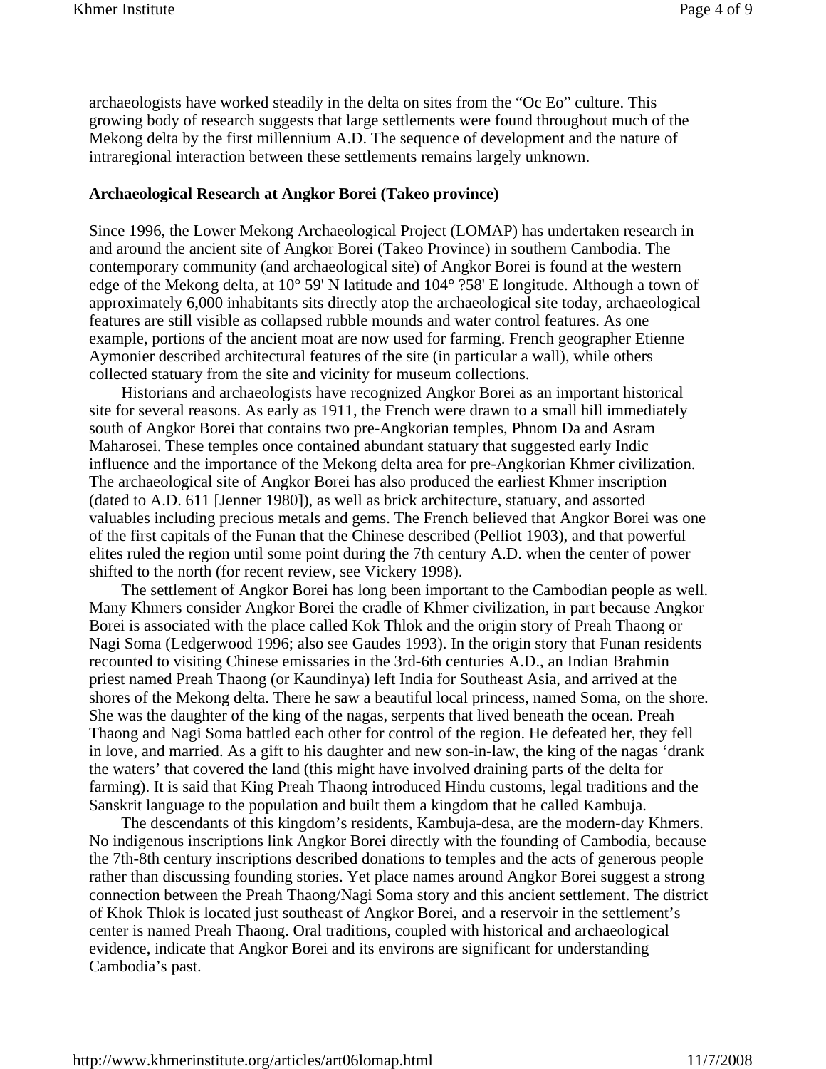archaeologists have worked steadily in the delta on sites from the "Oc Eo" culture. This growing body of research suggests that large settlements were found throughout much of the Mekong delta by the first millennium A.D. The sequence of development and the nature of intraregional interaction between these settlements remains largely unknown.

**Archaeological Research at Angkor Borei (Takeo province)**

Since 1996, the Lower Mekong Archaeological Project (LOMAP) has undertaken research in and around the ancient site of Angkor Borei (Takeo Province) in southern Cambodia. The contemporary community (and archaeological site) of Angkor Borei is found at the western edge of the Mekong delta, at 10° 59' N latitude and 104° ?58' E longitude. Although a town of approximately 6,000 inhabitants sits directly atop the archaeological site today, archaeological features are still visible as collapsed rubble mounds and water control features. As one example, portions of the ancient moat are now used for farming. French geographer Etienne Aymonier described architectural features of the site (in particular a wall), while others collected statuary from the site and vicinity for museum collections.

Historians and archaeologists have recognized Angkor Borei as an important historical site for several reasons. As early as 1911, the French were drawn to a small hill immediately south of Angkor Borei that contains two pre-Angkorian temples, Phnom Da and Asram Maharosei. These temples once contained abundant statuary that suggested early Indic influence and the importance of the Mekong delta area for pre-Angkorian Khmer civilization. The archaeological site of Angkor Borei has also produced the earliest Khmer inscription (dated to A.D. 611 [Jenner 1980]), as well as brick architecture, statuary, and assorted valuables including precious metals and gems. The French believed that Angkor Borei was one of the first capitals of the Funan that the Chinese described (Pelliot 1903), and that powerful elites ruled the region until some point during the 7th century A.D. when the center of power shifted to the north (for recent review, see Vickery 1998).

The settlement of Angkor Borei has long been important to the Cambodian people as well. Many Khmers consider Angkor Borei the cradle of Khmer civilization, in part because Angkor Borei is associated with the place called Kok Thlok and the origin story of Preah Thaong or Nagi Soma (Ledgerwood 1996; also see Gaudes 1993). In the origin story that Funan residents recounted to visiting Chinese emissaries in the 3rd-6th centuries A.D., an Indian Brahmin priest named Preah Thaong (or Kaundinya) left India for Southeast Asia, and arrived at the shores of the Mekong delta. There he saw a beautiful local princess, named Soma, on the shore. She was the daughter of the king of the nagas, serpents that lived beneath the ocean. Preah Thaong and Nagi Soma battled each other for control of the region. He defeated her, they fell in love, and married. As a gift to his daughter and new son-in-law, the king of the nagas 'drank the waters' that covered the land (this might have involved draining parts of the delta for farming). It is said that King Preah Thaong introduced Hindu customs, legal traditions and the Sanskrit language to the population and built them a kingdom that he called Kambuja.

The descendants of this kingdom's residents, Kambuja-desa, are the modern-day Khmers. No indigenous inscriptions link Angkor Borei directly with the founding of Cambodia, because the 7th-8th century inscriptions described donations to temples and the acts of generous people rather than discussing founding stories. Yet place names around Angkor Borei suggest a strong connection between the Preah Thaong/Nagi Soma story and this ancient settlement. The district of Khok Thlok is located just southeast of Angkor Borei, and a reservoir in the settlement's center is named Preah Thaong. Oral traditions, coupled with historical and archaeological evidence, indicate that Angkor Borei and its environs are significant for understanding Cambodia's past.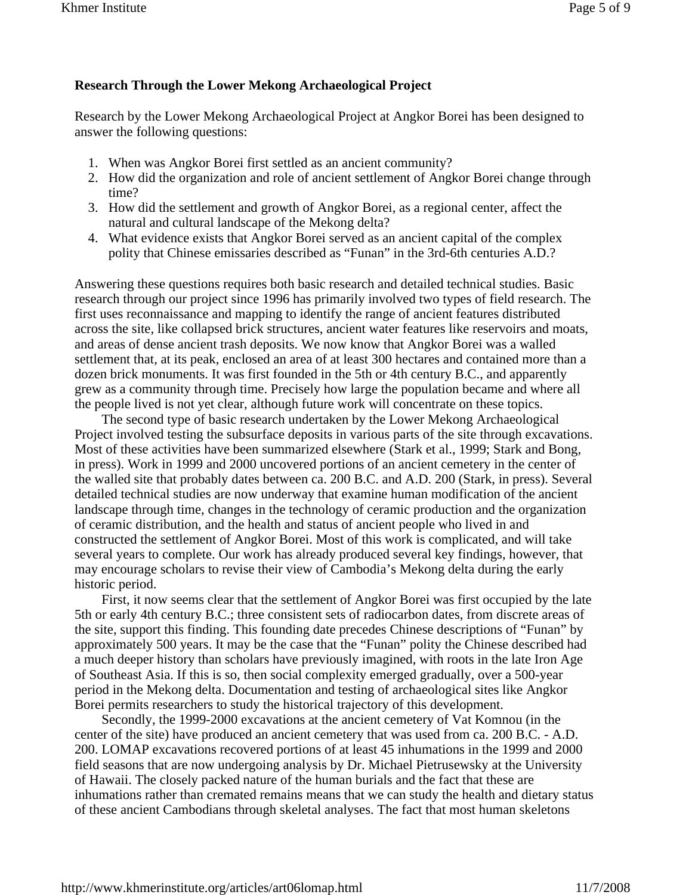**Research Through the Lower Mekong Archaeological Project**

Research by the Lower Mekong Archaeological Project at Angkor Borei has been designed to answer the following questions:

1. When was Angkor Borei first settled as an ancient community?
2. How did the organization and role of ancient settlement of Angkor Borei change through time?
3. How did the settlement and growth of Angkor Borei, as a regional center, affect the natural and cultural landscape of the Mekong delta?
4. What evidence exists that Angkor Borei served as an ancient capital of the complex polity that Chinese emissaries described as "Funan" in the 3rd-6th centuries A.D.?

Answering these questions requires both basic research and detailed technical studies. Basic research through our project since 1996 has primarily involved two types of field research. The first uses reconnaissance and mapping to identify the range of ancient features distributed across the site, like collapsed brick structures, ancient water features like reservoirs and moats, and areas of dense ancient trash deposits. We now know that Angkor Borei was a walled settlement that, at its peak, enclosed an area of at least 300 hectares and contained more than a dozen brick monuments. It was first founded in the 5th or 4th century B.C., and apparently grew as a community through time. Precisely how large the population became and where all the people lived is not yet clear, although future work will concentrate on these topics.

The second type of basic research undertaken by the Lower Mekong Archaeological Project involved testing the subsurface deposits in various parts of the site through excavations. Most of these activities have been summarized elsewhere (Stark et al., 1999; Stark and Bong, in press). Work in 1999 and 2000 uncovered portions of an ancient cemetery in the center of the walled site that probably dates between ca. 200 B.C. and A.D. 200 (Stark, in press). Several detailed technical studies are now underway that examine human modification of the ancient landscape through time, changes in the technology of ceramic production and the organization of ceramic distribution, and the health and status of ancient people who lived in and constructed the settlement of Angkor Borei. Most of this work is complicated, and will take several years to complete. Our work has already produced several key findings, however, that may encourage scholars to revise their view of Cambodia's Mekong delta during the early historic period.

First, it now seems clear that the settlement of Angkor Borei was first occupied by the late 5th or early 4th century B.C.; three consistent sets of radiocarbon dates, from discrete areas of the site, support this finding. This founding date precedes Chinese descriptions of "Funan" by approximately 500 years. It may be the case that the "Funan" polity the Chinese described had a much deeper history than scholars have previously imagined, with roots in the late Iron Age of Southeast Asia. If this is so, then social complexity emerged gradually, over a 500-year period in the Mekong delta. Documentation and testing of archaeological sites like Angkor Borei permits researchers to study the historical trajectory of this development.

Secondly, the 1999-2000 excavations at the ancient cemetery of Vat Komnou (in the center of the site) have produced an ancient cemetery that was used from ca. 200 B.C. - A.D. 200. LOMAP excavations recovered portions of at least 45 inhumations in the 1999 and 2000 field seasons that are now undergoing analysis by Dr. Michael Pietrusewsky at the University of Hawaii. The closely packed nature of the human burials and the fact that these are inhumations rather than cremated remains means that we can study the health and dietary status of these ancient Cambodians through skeletal analyses. The fact that most human skeletons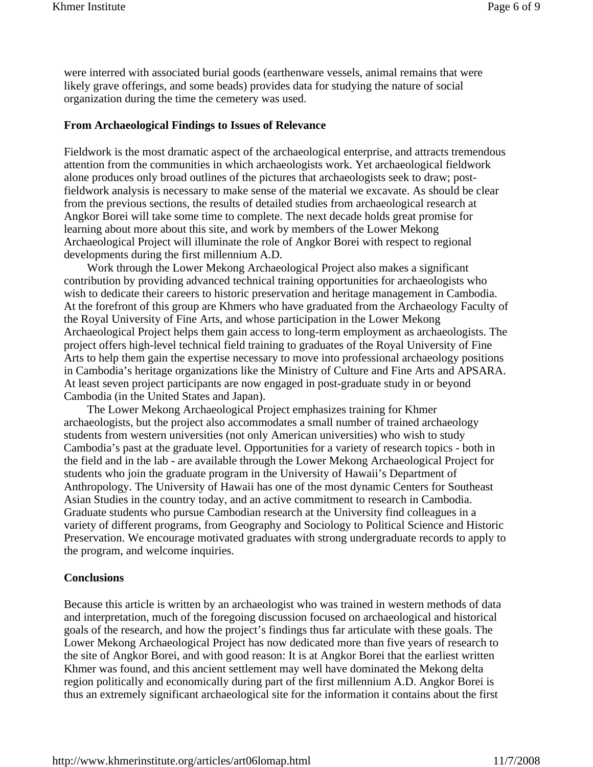were interred with associated burial goods (earthenware vessels, animal remains that were likely grave offerings, and some beads) provides data for studying the nature of social organization during the time the cemetery was used.

**From Archaeological Findings to Issues of Relevance**

Fieldwork is the most dramatic aspect of the archaeological enterprise, and attracts tremendous attention from the communities in which archaeologists work. Yet archaeological fieldwork alone produces only broad outlines of the pictures that archaeologists seek to draw; post-fieldwork analysis is necessary to make sense of the material we excavate. As should be clear from the previous sections, the results of detailed studies from archaeological research at Angkor Borei will take some time to complete. The next decade holds great promise for learning about more about this site, and work by members of the Lower Mekong Archaeological Project will illuminate the role of Angkor Borei with respect to regional developments during the first millennium A.D.

Work through the Lower Mekong Archaeological Project also makes a significant contribution by providing advanced technical training opportunities for archaeologists who wish to dedicate their careers to historic preservation and heritage management in Cambodia. At the forefront of this group are Khmers who have graduated from the Archaeology Faculty of the Royal University of Fine Arts, and whose participation in the Lower Mekong Archaeological Project helps them gain access to long-term employment as archaeologists. The project offers high-level technical field training to graduates of the Royal University of Fine Arts to help them gain the expertise necessary to move into professional archaeology positions in Cambodia's heritage organizations like the Ministry of Culture and Fine Arts and APSARA. At least seven project participants are now engaged in post-graduate study in or beyond Cambodia (in the United States and Japan).

The Lower Mekong Archaeological Project emphasizes training for Khmer archaeologists, but the project also accommodates a small number of trained archaeology students from western universities (not only American universities) who wish to study Cambodia's past at the graduate level. Opportunities for a variety of research topics - both in the field and in the lab - are available through the Lower Mekong Archaeological Project for students who join the graduate program in the University of Hawaii's Department of Anthropology. The University of Hawaii has one of the most dynamic Centers for Southeast Asian Studies in the country today, and an active commitment to research in Cambodia. Graduate students who pursue Cambodian research at the University find colleagues in a variety of different programs, from Geography and Sociology to Political Science and Historic Preservation. We encourage motivated graduates with strong undergraduate records to apply to the program, and welcome inquiries.

**Conclusions**

Because this article is written by an archaeologist who was trained in western methods of data and interpretation, much of the foregoing discussion focused on archaeological and historical goals of the research, and how the project's findings thus far articulate with these goals. The Lower Mekong Archaeological Project has now dedicated more than five years of research to the site of Angkor Borei, and with good reason: It is at Angkor Borei that the earliest written Khmer was found, and this ancient settlement may well have dominated the Mekong delta region politically and economically during part of the first millennium A.D. Angkor Borei is thus an extremely significant archaeological site for the information it contains about the first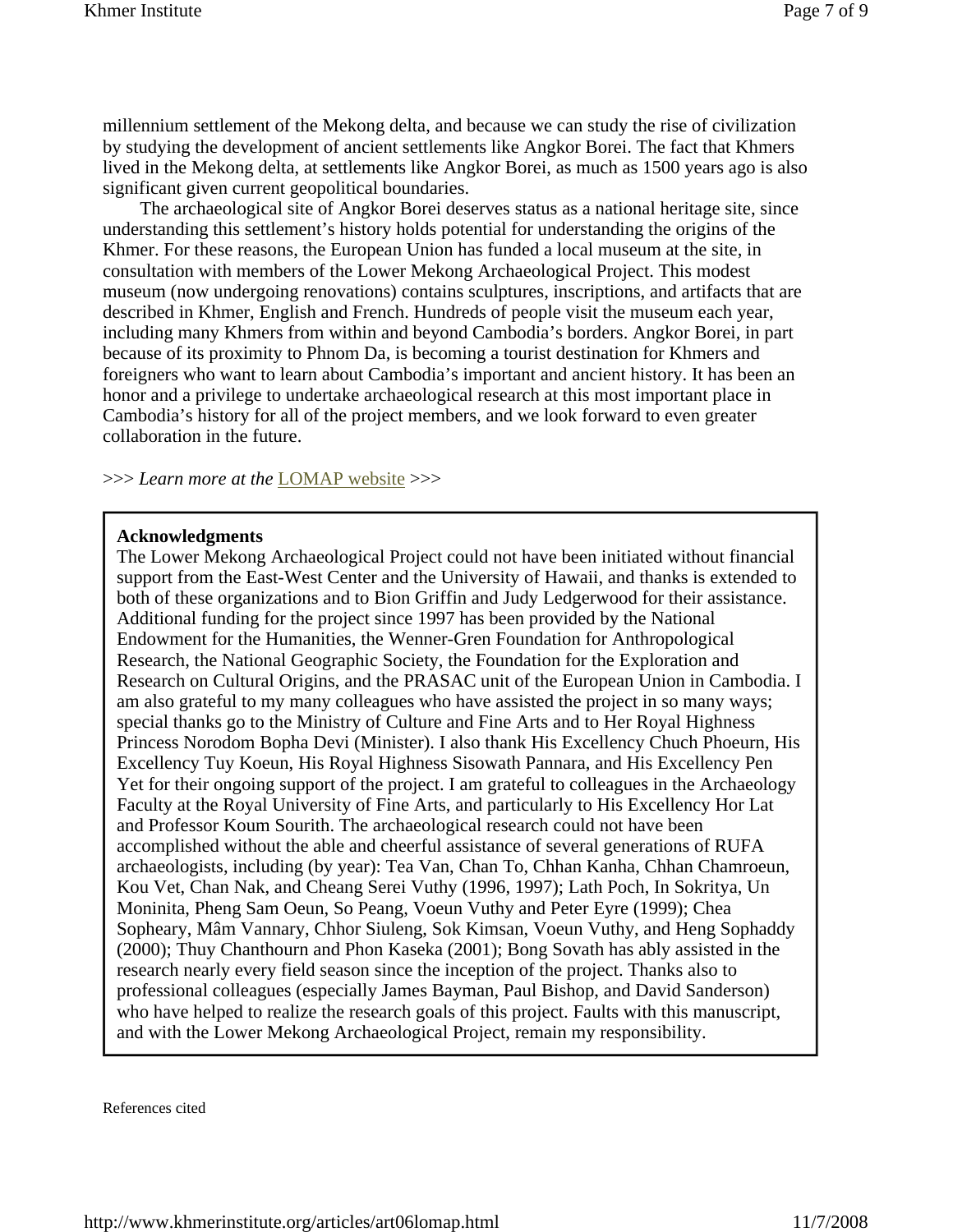millennium settlement of the Mekong delta, and because we can study the rise of civilization by studying the development of ancient settlements like Angkor Borei. The fact that Khmers lived in the Mekong delta, at settlements like Angkor Borei, as much as 1500 years ago is also significant given current geopolitical boundaries.

The archaeological site of Angkor Borei deserves status as a national heritage site, since understanding this settlement's history holds potential for understanding the origins of the Khmer. For these reasons, the European Union has funded a local museum at the site, in consultation with members of the Lower Mekong Archaeological Project. This modest museum (now undergoing renovations) contains sculptures, inscriptions, and artifacts that are described in Khmer, English and French. Hundreds of people visit the museum each year, including many Khmers from within and beyond Cambodia's borders. Angkor Borei, in part because of its proximity to Phnom Da, is becoming a tourist destination for Khmers and foreigners who want to learn about Cambodia's important and ancient history. It has been an honor and a privilege to undertake archaeological research at this most important place in Cambodia's history for all of the project members, and we look forward to even greater collaboration in the future.

>>> *Learn more at the* LOMAP website >>>

**Acknowledgments**

The Lower Mekong Archaeological Project could not have been initiated without financial support from the East-West Center and the University of Hawaii, and thanks is extended to both of these organizations and to Bion Griffin and Judy Ledgerwood for their assistance. Additional funding for the project since 1997 has been provided by the National Endowment for the Humanities, the Wenner-Gren Foundation for Anthropological Research, the National Geographic Society, the Foundation for the Exploration and Research on Cultural Origins, and the PRASAC unit of the European Union in Cambodia. I am also grateful to my many colleagues who have assisted the project in so many ways; special thanks go to the Ministry of Culture and Fine Arts and to Her Royal Highness Princess Norodom Bopha Devi (Minister). I also thank His Excellency Chuch Phoeurn, His Excellency Tuy Koeun, His Royal Highness Sisowath Pannara, and His Excellency Pen Yet for their ongoing support of the project. I am grateful to colleagues in the Archaeology Faculty at the Royal University of Fine Arts, and particularly to His Excellency Hor Lat and Professor Koum Sourith. The archaeological research could not have been accomplished without the able and cheerful assistance of several generations of RUFA archaeologists, including (by year): Tea Van, Chan To, Chhan Kanha, Chhan Chamroeun, Kou Vet, Chan Nak, and Cheang Serei Vuthy (1996, 1997); Lath Poch, In Sokritya, Un Moninita, Pheng Sam Oeun, So Peang, Voeun Vuthy and Peter Eyre (1999); Chea Sopheary, Mâm Vannary, Chhor Siuleng, Sok Kimsan, Voeun Vuthy, and Heng Sophaddy (2000); Thuy Chanthourn and Phon Kaseka (2001); Bong Sovath has ably assisted in the research nearly every field season since the inception of the project. Thanks also to professional colleagues (especially James Bayman, Paul Bishop, and David Sanderson) who have helped to realize the research goals of this project. Faults with this manuscript, and with the Lower Mekong Archaeological Project, remain my responsibility.

References cited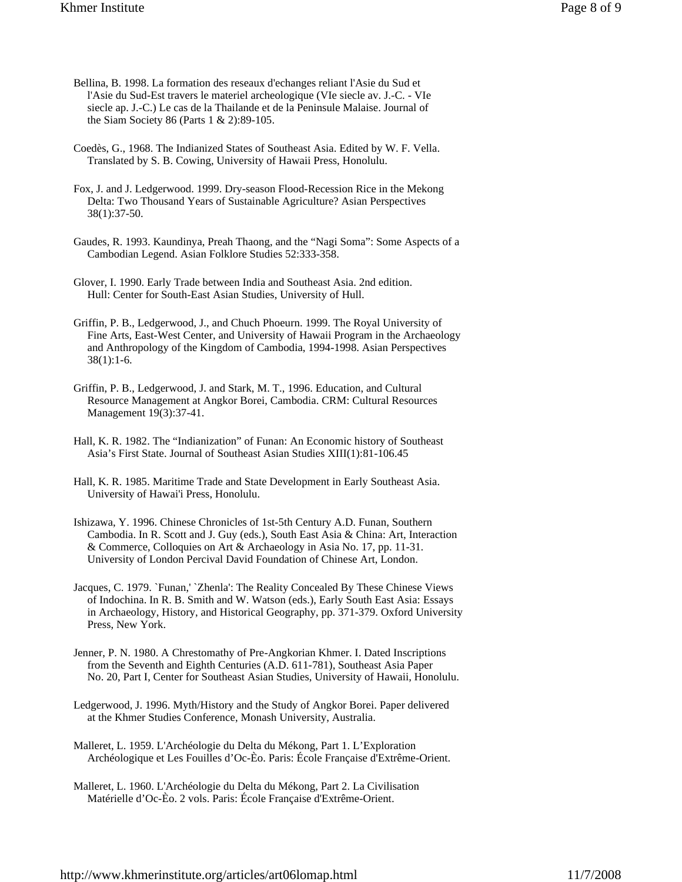Bellina, B. 1998. La formation des reseaux d'echanges reliant l'Asie du Sud et l'Asie du Sud-Est travers le materiel archeologique (VIe siecle av. J.-C. - VIe siecle ap. J.-C.) Le cas de la Thailande et de la Peninsule Malaise. Journal of the Siam Society 86 (Parts 1 & 2):89-105.

Coedès, G., 1968. The Indianized States of Southeast Asia. Edited by W. F. Vella. Translated by S. B. Cowing, University of Hawaii Press, Honolulu.

Fox, J. and J. Ledgerwood. 1999. Dry-season Flood-Recession Rice in the Mekong Delta: Two Thousand Years of Sustainable Agriculture? Asian Perspectives 38(1):37-50.

Gaudes, R. 1993. Kaundinya, Preah Thaong, and the "Nagi Soma": Some Aspects of a Cambodian Legend. Asian Folklore Studies 52:333-358.

Glover, I. 1990. Early Trade between India and Southeast Asia. 2nd edition. Hull: Center for South-East Asian Studies, University of Hull.

Griffin, P. B., Ledgerwood, J., and Chuch Phoeurn. 1999. The Royal University of Fine Arts, East-West Center, and University of Hawaii Program in the Archaeology and Anthropology of the Kingdom of Cambodia, 1994-1998. Asian Perspectives 38(1):1-6.

Griffin, P. B., Ledgerwood, J. and Stark, M. T., 1996. Education, and Cultural Resource Management at Angkor Borei, Cambodia. CRM: Cultural Resources Management 19(3):37-41.

Hall, K. R. 1982. The "Indianization" of Funan: An Economic history of Southeast Asia's First State. Journal of Southeast Asian Studies XIII(1):81-106.45

Hall, K. R. 1985. Maritime Trade and State Development in Early Southeast Asia. University of Hawai'i Press, Honolulu.

Ishizawa, Y. 1996. Chinese Chronicles of 1st-5th Century A.D. Funan, Southern Cambodia. In R. Scott and J. Guy (eds.), South East Asia & China: Art, Interaction & Commerce, Colloquies on Art & Archaeology in Asia No. 17, pp. 11-31. University of London Percival David Foundation of Chinese Art, London.

Jacques, C. 1979. `Funan,' `Zhenla': The Reality Concealed By These Chinese Views of Indochina. In R. B. Smith and W. Watson (eds.), Early South East Asia: Essays in Archaeology, History, and Historical Geography, pp. 371-379. Oxford University Press, New York.

Jenner, P. N. 1980. A Chrestomathy of Pre-Angkorian Khmer. I. Dated Inscriptions from the Seventh and Eighth Centuries (A.D. 611-781), Southeast Asia Paper No. 20, Part I, Center for Southeast Asian Studies, University of Hawaii, Honolulu.

Ledgerwood, J. 1996. Myth/History and the Study of Angkor Borei. Paper delivered at the Khmer Studies Conference, Monash University, Australia.

Malleret, L. 1959. L'Archéologie du Delta du Mékong, Part 1. L'Exploration Archéologique et Les Fouilles d'Oc-Èo. Paris: École Française d'Extrême-Orient.

Malleret, L. 1960. L'Archéologie du Delta du Mékong, Part 2. La Civilisation Matérielle d'Oc-Èo. 2 vols. Paris: École Française d'Extrême-Orient.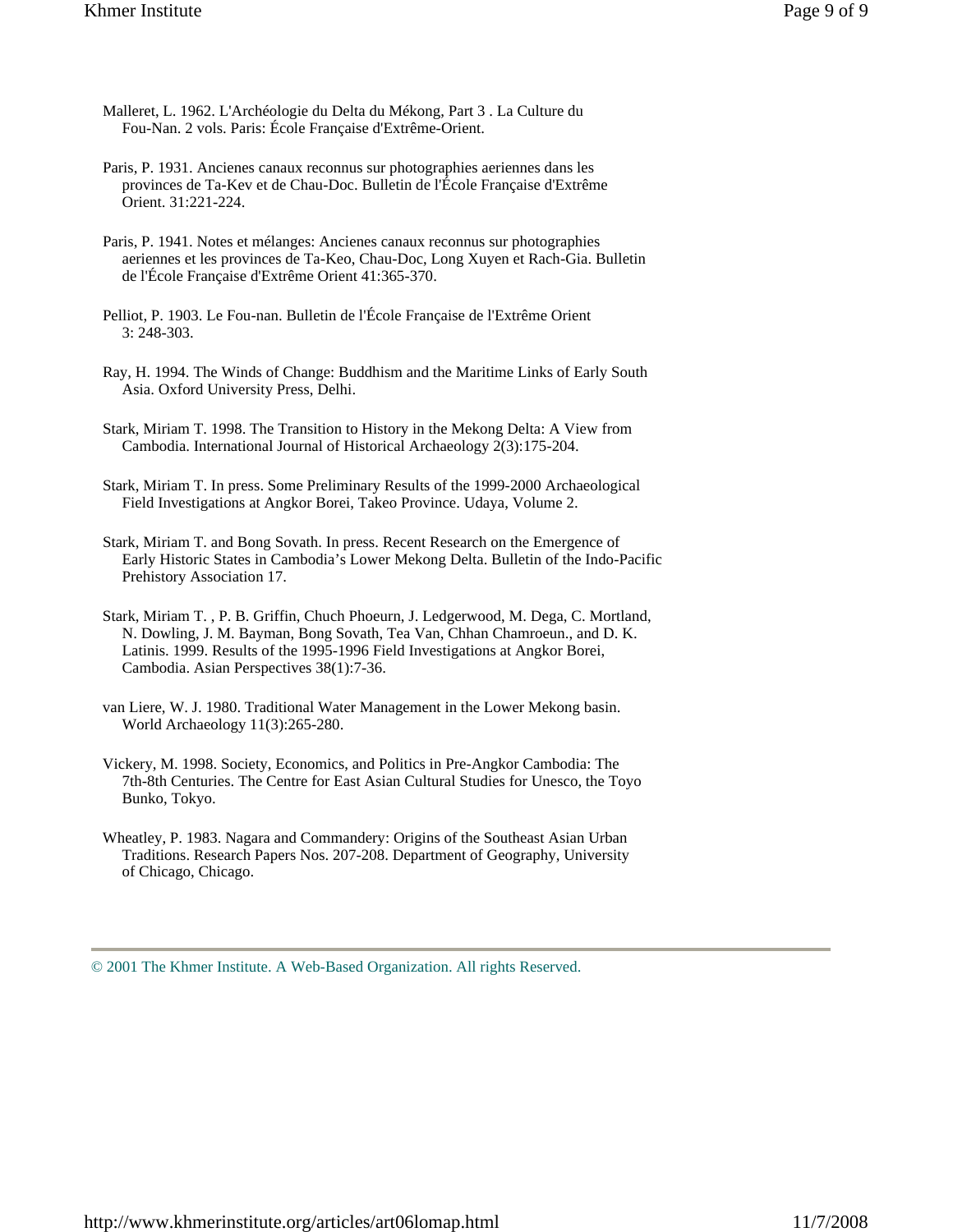Malleret, L. 1962. L'Archéologie du Delta du Mékong, Part 3 . La Culture du Fou-Nan. 2 vols. Paris: École Française d'Extrême-Orient.

Paris, P. 1931. Ancienes canaux reconnus sur photographies aeriennes dans les provinces de Ta-Kev et de Chau-Doc. Bulletin de l'École Française d'Extrême Orient. 31:221-224.

Paris, P. 1941. Notes et mélanges: Ancienes canaux reconnus sur photographies aeriennes et les provinces de Ta-Keo, Chau-Doc, Long Xuyen et Rach-Gia. Bulletin de l'École Française d'Extrême Orient 41:365-370.

Pelliot, P. 1903. Le Fou-nan. Bulletin de l'École Française de l'Extrême Orient 3: 248-303.

Ray, H. 1994. The Winds of Change: Buddhism and the Maritime Links of Early South Asia. Oxford University Press, Delhi.

Stark, Miriam T. 1998. The Transition to History in the Mekong Delta: A View from Cambodia. International Journal of Historical Archaeology 2(3):175-204.

Stark, Miriam T. In press. Some Preliminary Results of the 1999-2000 Archaeological Field Investigations at Angkor Borei, Takeo Province. Udaya, Volume 2.

Stark, Miriam T. and Bong Sovath. In press. Recent Research on the Emergence of Early Historic States in Cambodia's Lower Mekong Delta. Bulletin of the Indo-Pacific Prehistory Association 17.

Stark, Miriam T. , P. B. Griffin, Chuch Phoeurn, J. Ledgerwood, M. Dega, C. Mortland, N. Dowling, J. M. Bayman, Bong Sovath, Tea Van, Chhan Chamroeun., and D. K. Latinis. 1999. Results of the 1995-1996 Field Investigations at Angkor Borei, Cambodia. Asian Perspectives 38(1):7-36.

van Liere, W. J. 1980. Traditional Water Management in the Lower Mekong basin. World Archaeology 11(3):265-280.

Vickery, M. 1998. Society, Economics, and Politics in Pre-Angkor Cambodia: The 7th-8th Centuries. The Centre for East Asian Cultural Studies for Unesco, the Toyo Bunko, Tokyo.

Wheatley, P. 1983. Nagara and Commandery: Origins of the Southeast Asian Urban Traditions. Research Papers Nos. 207-208. Department of Geography, University of Chicago, Chicago.

© 2001 The Khmer Institute. A Web-Based Organization. All rights Reserved.